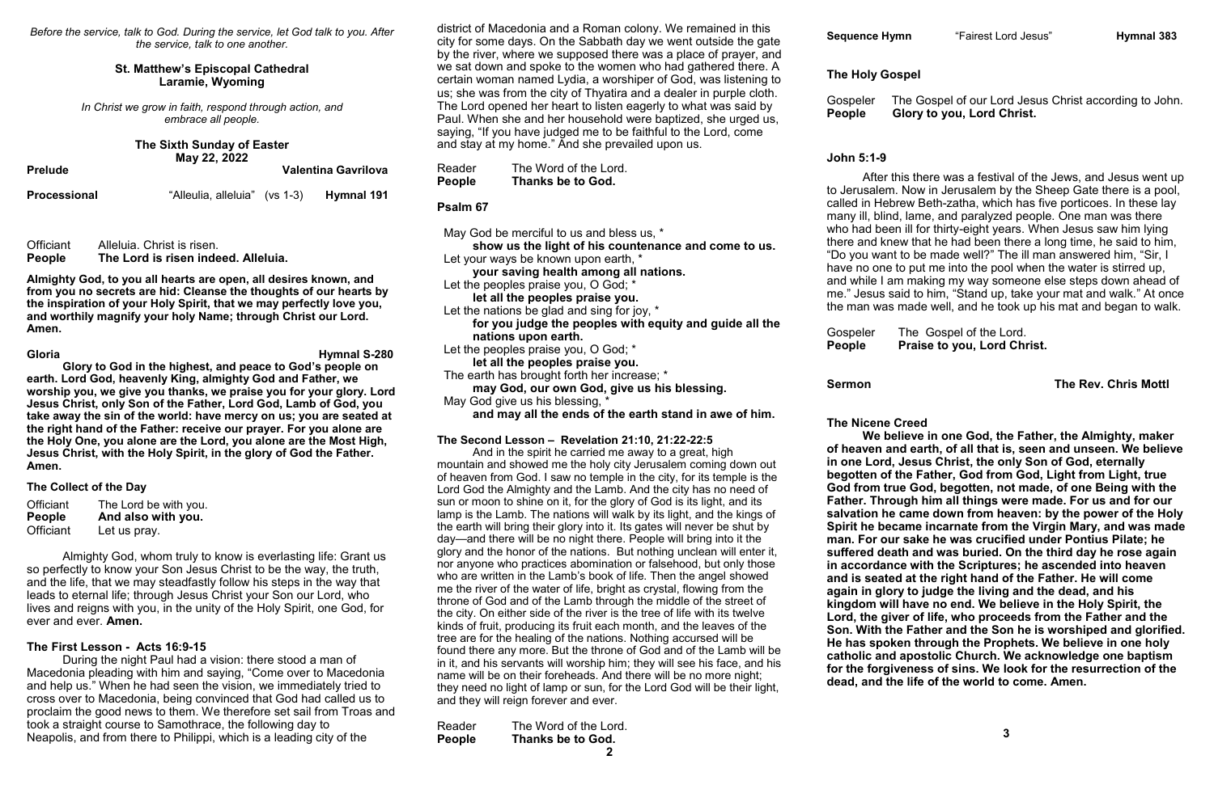*Before the service, talk to God. During the service, let God talk to you. After the service, talk to one another.*

**St. Matthew's Episcopal Cathedral**
**Laramie, Wyoming**

*In Christ we grow in faith, respond through action, and embrace all people.*

**The Sixth Sunday of Easter**
**May 22, 2022**

**Prelude** **Valentina Gavrilova**

**Processional** "Alleluia, alleluia" (vs 1-3) **Hymnal 191**

Officiant Alleluia. Christ is risen.
**People The Lord is risen indeed. Alleluia.**

**Almighty God, to you all hearts are open, all desires known, and from you no secrets are hid: Cleanse the thoughts of our hearts by the inspiration of your Holy Spirit, that we may perfectly love you, and worthily magnify your holy Name; through Christ our Lord. Amen.**

**Gloria** **Hymnal S-280**

**Glory to God in the highest, and peace to God's people on earth. Lord God, heavenly King, almighty God and Father, we worship you, we give you thanks, we praise you for your glory. Lord Jesus Christ, only Son of the Father, Lord God, Lamb of God, you take away the sin of the world: have mercy on us; you are seated at the right hand of the Father: receive our prayer. For you alone are the Holy One, you alone are the Lord, you alone are the Most High, Jesus Christ, with the Holy Spirit, in the glory of God the Father. Amen.**

**The Collect of the Day**

Officiant The Lord be with you.
**People And also with you.**
Officiant Let us pray.

Almighty God, whom truly to know is everlasting life: Grant us so perfectly to know your Son Jesus Christ to be the way, the truth, and the life, that we may steadfastly follow his steps in the way that leads to eternal life; through Jesus Christ your Son our Lord, who lives and reigns with you, in the unity of the Holy Spirit, one God, for ever and ever. **Amen.**

**The First Lesson - Acts 16:9-15**

During the night Paul had a vision: there stood a man of Macedonia pleading with him and saying, "Come over to Macedonia and help us." When he had seen the vision, we immediately tried to cross over to Macedonia, being convinced that God had called us to proclaim the good news to them. We therefore set sail from Troas and took a straight course to Samothrace, the following day to Neapolis, and from there to Philippi, which is a leading city of the district of Macedonia and a Roman colony. We remained in this city for some days. On the Sabbath day we went outside the gate by the river, where we supposed there was a place of prayer, and we sat down and spoke to the women who had gathered there. A certain woman named Lydia, a worshiper of God, was listening to us; she was from the city of Thyatira and a dealer in purple cloth. The Lord opened her heart to listen eagerly to what was said by Paul. When she and her household were baptized, she urged us, saying, "If you have judged me to be faithful to the Lord, come and stay at my home." And she prevailed upon us.

Reader The Word of the Lord.
**People Thanks be to God.**

**Psalm 67**

May God be merciful to us and bless us, *
**show us the light of his countenance and come to us.**
Let your ways be known upon earth, *
**your saving health among all nations.**
Let the peoples praise you, O God; *
**let all the peoples praise you.**
Let the nations be glad and sing for joy, *
**for you judge the peoples with equity and guide all the nations upon earth.**
Let the peoples praise you, O God; *
**let all the peoples praise you.**
The earth has brought forth her increase; *
**may God, our own God, give us his blessing.**
May God give us his blessing, *
**and may all the ends of the earth stand in awe of him.**

**The Second Lesson – Revelation 21:10, 21:22-22:5**

And in the spirit he carried me away to a great, high mountain and showed me the holy city Jerusalem coming down out of heaven from God. I saw no temple in the city, for its temple is the Lord God the Almighty and the Lamb. And the city has no need of sun or moon to shine on it, for the glory of God is its light, and its lamp is the Lamb. The nations will walk by its light, and the kings of the earth will bring their glory into it. Its gates will never be shut by day—and there will be no night there. People will bring into it the glory and the honor of the nations. But nothing unclean will enter it, nor anyone who practices abomination or falsehood, but only those who are written in the Lamb's book of life. Then the angel showed me the river of the water of life, bright as crystal, flowing from the throne of God and of the Lamb through the middle of the street of the city. On either side of the river is the tree of life with its twelve kinds of fruit, producing its fruit each month, and the leaves of the tree are for the healing of the nations. Nothing accursed will be found there any more. But the throne of God and of the Lamb will be in it, and his servants will worship him; they will see his face, and his name will be on their foreheads. And there will be no more night; they need no light of lamp or sun, for the Lord God will be their light, and they will reign forever and ever.

Reader The Word of the Lord.
**People Thanks be to God.**

**Sequence Hymn** "Fairest Lord Jesus" **Hymnal 383**

**The Holy Gospel**

Gospeler The Gospel of our Lord Jesus Christ according to John.
**People Glory to you, Lord Christ.**

**John 5:1-9**

After this there was a festival of the Jews, and Jesus went up to Jerusalem. Now in Jerusalem by the Sheep Gate there is a pool, called in Hebrew Beth-zatha, which has five porticoes. In these lay many ill, blind, lame, and paralyzed people. One man was there who had been ill for thirty-eight years. When Jesus saw him lying there and knew that he had been there a long time, he said to him, "Do you want to be made well?" The ill man answered him, "Sir, I have no one to put me into the pool when the water is stirred up, and while I am making my way someone else steps down ahead of me." Jesus said to him, "Stand up, take your mat and walk." At once the man was made well, and he took up his mat and began to walk.

Gospeler The Gospel of the Lord.
**People Praise to you, Lord Christ.**

**Sermon** **The Rev. Chris Mottl**

**The Nicene Creed**

**We believe in one God, the Father, the Almighty, maker of heaven and earth, of all that is, seen and unseen. We believe in one Lord, Jesus Christ, the only Son of God, eternally begotten of the Father, God from God, Light from Light, true God from true God, begotten, not made, of one Being with the Father. Through him all things were made. For us and for our salvation he came down from heaven: by the power of the Holy Spirit he became incarnate from the Virgin Mary, and was made man. For our sake he was crucified under Pontius Pilate; he suffered death and was buried. On the third day he rose again in accordance with the Scriptures; he ascended into heaven and is seated at the right hand of the Father. He will come again in glory to judge the living and the dead, and his kingdom will have no end. We believe in the Holy Spirit, the Lord, the giver of life, who proceeds from the Father and the Son. With the Father and the Son he is worshiped and glorified. He has spoken through the Prophets. We believe in one holy catholic and apostolic Church. We acknowledge one baptism for the forgiveness of sins. We look for the resurrection of the dead, and the life of the world to come. Amen.**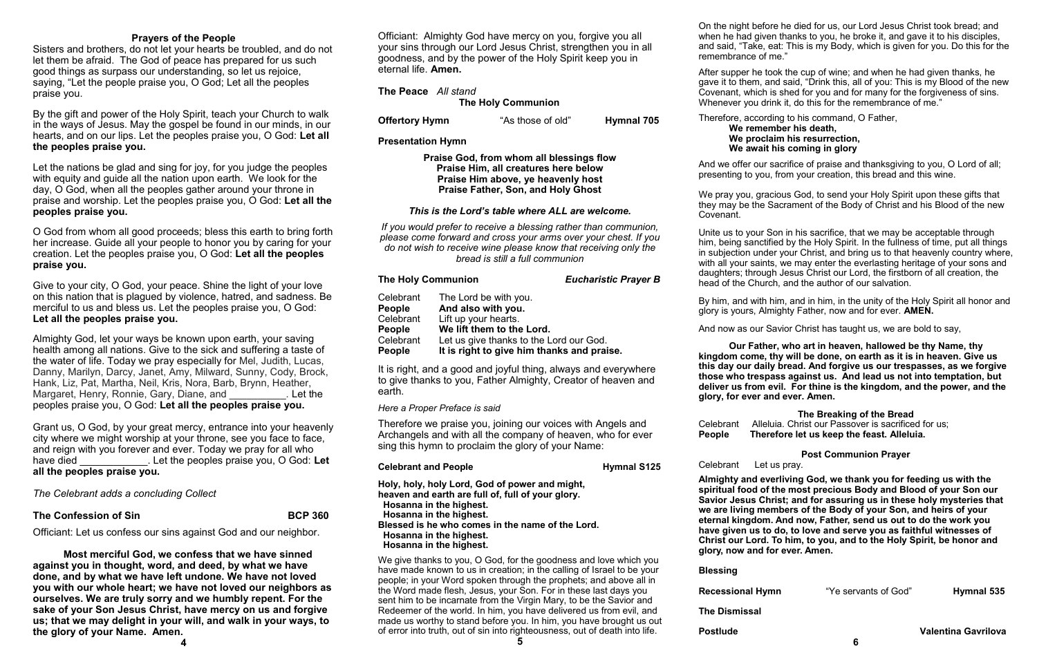## Prayers of the People

Sisters and brothers, do not let your hearts be troubled, and do not let them be afraid. The God of peace has prepared for us such good things as surpass our understanding, so let us rejoice, saying, "Let the people praise you, O God; Let all the peoples praise you.

By the gift and power of the Holy Spirit, teach your Church to walk in the ways of Jesus. May the gospel be found in our minds, in our hearts, and on our lips. Let the peoples praise you, O God: **Let all the peoples praise you.**

Let the nations be glad and sing for joy, for you judge the peoples with equity and guide all the nation upon earth. We look for the day, O God, when all the peoples gather around your throne in praise and worship. Let the peoples praise you, O God: **Let all the peoples praise you.**

O God from whom all good proceeds; bless this earth to bring forth her increase. Guide all your people to honor you by caring for your creation. Let the peoples praise you, O God: **Let all the peoples praise you.**

Give to your city, O God, your peace. Shine the light of your love on this nation that is plagued by violence, hatred, and sadness. Be merciful to us and bless us. Let the peoples praise you, O God: **Let all the peoples praise you.**

Almighty God, let your ways be known upon earth, your saving health among all nations. Give to the sick and suffering a taste of the water of life. Today we pray especially for Mel, Judith, Lucas, Danny, Marilyn, Darcy, Janet, Amy, Milward, Sunny, Cody, Brock, Hank, Liz, Pat, Martha, Neil, Kris, Nora, Barb, Brynn, Heather, Margaret, Henry, Ronnie, Gary, Diane, and __________. Let the peoples praise you, O God: **Let all the peoples praise you.**

Grant us, O God, by your great mercy, entrance into your heavenly city where we might worship at your throne, see you face to face, and reign with you forever and ever. Today we pray for all who have died ____________. Let the peoples praise you, O God: **Let all the peoples praise you.**

*The Celebrant adds a concluding Collect*

**The Confession of Sin** — **BCP 360**

Officiant: Let us confess our sins against God and our neighbor.

**Most merciful God, we confess that we have sinned against you in thought, word, and deed, by what we have done, and by what we have left undone. We have not loved you with our whole heart; we have not loved our neighbors as ourselves. We are truly sorry and we humbly repent. For the sake of your Son Jesus Christ, have mercy on us and forgive us; that we may delight in your will, and walk in your ways, to the glory of your Name. Amen.**

Officiant: Almighty God have mercy on you, forgive you all your sins through our Lord Jesus Christ, strengthen you in all goodness, and by the power of the Holy Spirit keep you in eternal life. **Amen.**

**The Peace** *All stand*

## The Holy Communion

**Offertory Hymn** — "As those of old" — **Hymnal 705**

**Presentation Hymn**

**Praise God, from whom all blessings flow**
**Praise Him, all creatures here below**
**Praise Him above, ye heavenly host**
**Praise Father, Son, and Holy Ghost**

***This is the Lord's table where ALL are welcome.***

*If you would prefer to receive a blessing rather than communion, please come forward and cross your arms over your chest. If you do not wish to receive wine please know that receiving only the bread is still a full communion*

**The Holy Communion** — ***Eucharistic Prayer B***

| | |
|---|---|
| Celebrant | The Lord be with you. |
| **People** | **And also with you.** |
| Celebrant | Lift up your hearts. |
| **People** | **We lift them to the Lord.** |
| Celebrant | Let us give thanks to the Lord our God. |
| **People** | **It is right to give him thanks and praise.** |

It is right, and a good and joyful thing, always and everywhere to give thanks to you, Father Almighty, Creator of heaven and earth.

*Here a Proper Preface is said*

Therefore we praise you, joining our voices with Angels and Archangels and with all the company of heaven, who for ever sing this hymn to proclaim the glory of your Name:

**Celebrant and People** — **Hymnal S125**

**Holy, holy, holy Lord, God of power and might,**
**heaven and earth are full of, full of your glory.**
**Hosanna in the highest.**
**Hosanna in the highest.**
**Blessed is he who comes in the name of the Lord.**
**Hosanna in the highest.**
**Hosanna in the highest.**

We give thanks to you, O God, for the goodness and love which you have made known to us in creation; in the calling of Israel to be your people; in your Word spoken through the prophets; and above all in the Word made flesh, Jesus, your Son. For in these last days you sent him to be incarnate from the Virgin Mary, to be the Savior and Redeemer of the world. In him, you have delivered us from evil, and made us worthy to stand before you. In him, you have brought us out of error into truth, out of sin into righteousness, out of death into life.

On the night before he died for us, our Lord Jesus Christ took bread; and when he had given thanks to you, he broke it, and gave it to his disciples, and said, "Take, eat: This is my Body, which is given for you. Do this for the remembrance of me."

After supper he took the cup of wine; and when he had given thanks, he gave it to them, and said, "Drink this, all of you: This is my Blood of the new Covenant, which is shed for you and for many for the forgiveness of sins. Whenever you drink it, do this for the remembrance of me."

Therefore, according to his command, O Father,

**We remember his death,**
**We proclaim his resurrection,**
**We await his coming in glory**

And we offer our sacrifice of praise and thanksgiving to you, O Lord of all; presenting to you, from your creation, this bread and this wine.

We pray you, gracious God, to send your Holy Spirit upon these gifts that they may be the Sacrament of the Body of Christ and his Blood of the new Covenant.

Unite us to your Son in his sacrifice, that we may be acceptable through him, being sanctified by the Holy Spirit. In the fullness of time, put all things in subjection under your Christ, and bring us to that heavenly country where, with all your saints, we may enter the everlasting heritage of your sons and daughters; through Jesus Christ our Lord, the firstborn of all creation, the head of the Church, and the author of our salvation.

By him, and with him, and in him, in the unity of the Holy Spirit all honor and glory is yours, Almighty Father, now and for ever. **AMEN.**

And now as our Savior Christ has taught us, we are bold to say,

**Our Father, who art in heaven, hallowed be thy Name, thy kingdom come, thy will be done, on earth as it is in heaven. Give us this day our daily bread. And forgive us our trespasses, as we forgive those who trespass against us. And lead us not into temptation, but deliver us from evil. For thine is the kingdom, and the power, and the glory, for ever and ever. Amen.**

### The Breaking of the Bread

| | |
|---|---|
| Celebrant | Alleluia. Christ our Passover is sacrificed for us; |
| **People** | **Therefore let us keep the feast. Alleluia.** |

### Post Communion Prayer

Celebrant Let us pray.

**Almighty and everliving God, we thank you for feeding us with the spiritual food of the most precious Body and Blood of your Son our Savior Jesus Christ; and for assuring us in these holy mysteries that we are living members of the Body of your Son, and heirs of your eternal kingdom. And now, Father, send us out to do the work you have given us to do, to love and serve you as faithful witnesses of Christ our Lord. To him, to you, and to the Holy Spirit, be honor and glory, now and for ever. Amen.**

**Blessing**

**Recessional Hymn** — "Ye servants of God" — **Hymnal 535**

**The Dismissal**

**Postlude** — **Valentina Gavrilova**